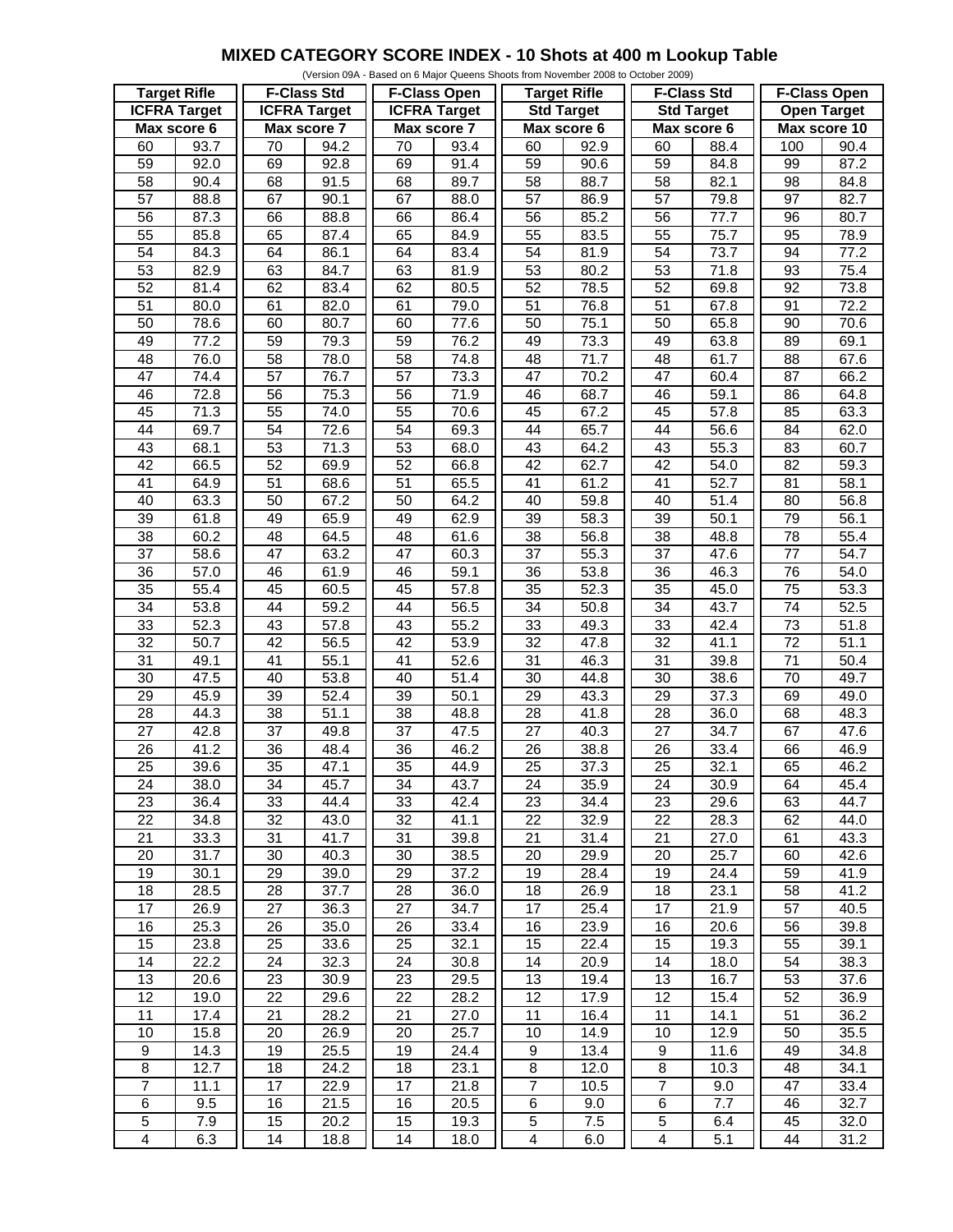# MIXED CATEGORY SCORE INDEX - 10 Shots at 400 m Lookup Table

(Version 09A - Based on 6 Major Queens Shoots from November 2008 to October 2009)

| Target Rifle | | F-Class Std | | F-Class Open | | Target Rifle | | F-Class Std | | F-Class Open | |
|---|---|---|---|---|---|---|---|---|---|---|---|
| ICFRA Target | | ICFRA Target | | ICFRA Target | | Std Target | | Std Target | | Open Target | |
| Max score 6 | | Max score 7 | | Max score 7 | | Max score 6 | | Max score 6 | | Max score 10 | |
| 60 | 93.7 | 70 | 94.2 | 70 | 93.4 | 60 | 92.9 | 60 | 88.4 | 100 | 90.4 |
| 59 | 92.0 | 69 | 92.8 | 69 | 91.4 | 59 | 90.6 | 59 | 84.8 | 99 | 87.2 |
| 58 | 90.4 | 68 | 91.5 | 68 | 89.7 | 58 | 88.7 | 58 | 82.1 | 98 | 84.8 |
| 57 | 88.8 | 67 | 90.1 | 67 | 88.0 | 57 | 86.9 | 57 | 79.8 | 97 | 82.7 |
| 56 | 87.3 | 66 | 88.8 | 66 | 86.4 | 56 | 85.2 | 56 | 77.7 | 96 | 80.7 |
| 55 | 85.8 | 65 | 87.4 | 65 | 84.9 | 55 | 83.5 | 55 | 75.7 | 95 | 78.9 |
| 54 | 84.3 | 64 | 86.1 | 64 | 83.4 | 54 | 81.9 | 54 | 73.7 | 94 | 77.2 |
| 53 | 82.9 | 63 | 84.7 | 63 | 81.9 | 53 | 80.2 | 53 | 71.8 | 93 | 75.4 |
| 52 | 81.4 | 62 | 83.4 | 62 | 80.5 | 52 | 78.5 | 52 | 69.8 | 92 | 73.8 |
| 51 | 80.0 | 61 | 82.0 | 61 | 79.0 | 51 | 76.8 | 51 | 67.8 | 91 | 72.2 |
| 50 | 78.6 | 60 | 80.7 | 60 | 77.6 | 50 | 75.1 | 50 | 65.8 | 90 | 70.6 |
| 49 | 77.2 | 59 | 79.3 | 59 | 76.2 | 49 | 73.3 | 49 | 63.8 | 89 | 69.1 |
| 48 | 76.0 | 58 | 78.0 | 58 | 74.8 | 48 | 71.7 | 48 | 61.7 | 88 | 67.6 |
| 47 | 74.4 | 57 | 76.7 | 57 | 73.3 | 47 | 70.2 | 47 | 60.4 | 87 | 66.2 |
| 46 | 72.8 | 56 | 75.3 | 56 | 71.9 | 46 | 68.7 | 46 | 59.1 | 86 | 64.8 |
| 45 | 71.3 | 55 | 74.0 | 55 | 70.6 | 45 | 67.2 | 45 | 57.8 | 85 | 63.3 |
| 44 | 69.7 | 54 | 72.6 | 54 | 69.3 | 44 | 65.7 | 44 | 56.6 | 84 | 62.0 |
| 43 | 68.1 | 53 | 71.3 | 53 | 68.0 | 43 | 64.2 | 43 | 55.3 | 83 | 60.7 |
| 42 | 66.5 | 52 | 69.9 | 52 | 66.8 | 42 | 62.7 | 42 | 54.0 | 82 | 59.3 |
| 41 | 64.9 | 51 | 68.6 | 51 | 65.5 | 41 | 61.2 | 41 | 52.7 | 81 | 58.1 |
| 40 | 63.3 | 50 | 67.2 | 50 | 64.2 | 40 | 59.8 | 40 | 51.4 | 80 | 56.8 |
| 39 | 61.8 | 49 | 65.9 | 49 | 62.9 | 39 | 58.3 | 39 | 50.1 | 79 | 56.1 |
| 38 | 60.2 | 48 | 64.5 | 48 | 61.6 | 38 | 56.8 | 38 | 48.8 | 78 | 55.4 |
| 37 | 58.6 | 47 | 63.2 | 47 | 60.3 | 37 | 55.3 | 37 | 47.6 | 77 | 54.7 |
| 36 | 57.0 | 46 | 61.9 | 46 | 59.1 | 36 | 53.8 | 36 | 46.3 | 76 | 54.0 |
| 35 | 55.4 | 45 | 60.5 | 45 | 57.8 | 35 | 52.3 | 35 | 45.0 | 75 | 53.3 |
| 34 | 53.8 | 44 | 59.2 | 44 | 56.5 | 34 | 50.8 | 34 | 43.7 | 74 | 52.5 |
| 33 | 52.3 | 43 | 57.8 | 43 | 55.2 | 33 | 49.3 | 33 | 42.4 | 73 | 51.8 |
| 32 | 50.7 | 42 | 56.5 | 42 | 53.9 | 32 | 47.8 | 32 | 41.1 | 72 | 51.1 |
| 31 | 49.1 | 41 | 55.1 | 41 | 52.6 | 31 | 46.3 | 31 | 39.8 | 71 | 50.4 |
| 30 | 47.5 | 40 | 53.8 | 40 | 51.4 | 30 | 44.8 | 30 | 38.6 | 70 | 49.7 |
| 29 | 45.9 | 39 | 52.4 | 39 | 50.1 | 29 | 43.3 | 29 | 37.3 | 69 | 49.0 |
| 28 | 44.3 | 38 | 51.1 | 38 | 48.8 | 28 | 41.8 | 28 | 36.0 | 68 | 48.3 |
| 27 | 42.8 | 37 | 49.8 | 37 | 47.5 | 27 | 40.3 | 27 | 34.7 | 67 | 47.6 |
| 26 | 41.2 | 36 | 48.4 | 36 | 46.2 | 26 | 38.8 | 26 | 33.4 | 66 | 46.9 |
| 25 | 39.6 | 35 | 47.1 | 35 | 44.9 | 25 | 37.3 | 25 | 32.1 | 65 | 46.2 |
| 24 | 38.0 | 34 | 45.7 | 34 | 43.7 | 24 | 35.9 | 24 | 30.9 | 64 | 45.4 |
| 23 | 36.4 | 33 | 44.4 | 33 | 42.4 | 23 | 34.4 | 23 | 29.6 | 63 | 44.7 |
| 22 | 34.8 | 32 | 43.0 | 32 | 41.1 | 22 | 32.9 | 22 | 28.3 | 62 | 44.0 |
| 21 | 33.3 | 31 | 41.7 | 31 | 39.8 | 21 | 31.4 | 21 | 27.0 | 61 | 43.3 |
| 20 | 31.7 | 30 | 40.3 | 30 | 38.5 | 20 | 29.9 | 20 | 25.7 | 60 | 42.6 |
| 19 | 30.1 | 29 | 39.0 | 29 | 37.2 | 19 | 28.4 | 19 | 24.4 | 59 | 41.9 |
| 18 | 28.5 | 28 | 37.7 | 28 | 36.0 | 18 | 26.9 | 18 | 23.1 | 58 | 41.2 |
| 17 | 26.9 | 27 | 36.3 | 27 | 34.7 | 17 | 25.4 | 17 | 21.9 | 57 | 40.5 |
| 16 | 25.3 | 26 | 35.0 | 26 | 33.4 | 16 | 23.9 | 16 | 20.6 | 56 | 39.8 |
| 15 | 23.8 | 25 | 33.6 | 25 | 32.1 | 15 | 22.4 | 15 | 19.3 | 55 | 39.1 |
| 14 | 22.2 | 24 | 32.3 | 24 | 30.8 | 14 | 20.9 | 14 | 18.0 | 54 | 38.3 |
| 13 | 20.6 | 23 | 30.9 | 23 | 29.5 | 13 | 19.4 | 13 | 16.7 | 53 | 37.6 |
| 12 | 19.0 | 22 | 29.6 | 22 | 28.2 | 12 | 17.9 | 12 | 15.4 | 52 | 36.9 |
| 11 | 17.4 | 21 | 28.2 | 21 | 27.0 | 11 | 16.4 | 11 | 14.1 | 51 | 36.2 |
| 10 | 15.8 | 20 | 26.9 | 20 | 25.7 | 10 | 14.9 | 10 | 12.9 | 50 | 35.5 |
| 9 | 14.3 | 19 | 25.5 | 19 | 24.4 | 9 | 13.4 | 9 | 11.6 | 49 | 34.8 |
| 8 | 12.7 | 18 | 24.2 | 18 | 23.1 | 8 | 12.0 | 8 | 10.3 | 48 | 34.1 |
| 7 | 11.1 | 17 | 22.9 | 17 | 21.8 | 7 | 10.5 | 7 | 9.0 | 47 | 33.4 |
| 6 | 9.5 | 16 | 21.5 | 16 | 20.5 | 6 | 9.0 | 6 | 7.7 | 46 | 32.7 |
| 5 | 7.9 | 15 | 20.2 | 15 | 19.3 | 5 | 7.5 | 5 | 6.4 | 45 | 32.0 |
| 4 | 6.3 | 14 | 18.8 | 14 | 18.0 | 4 | 6.0 | 4 | 5.1 | 44 | 31.2 |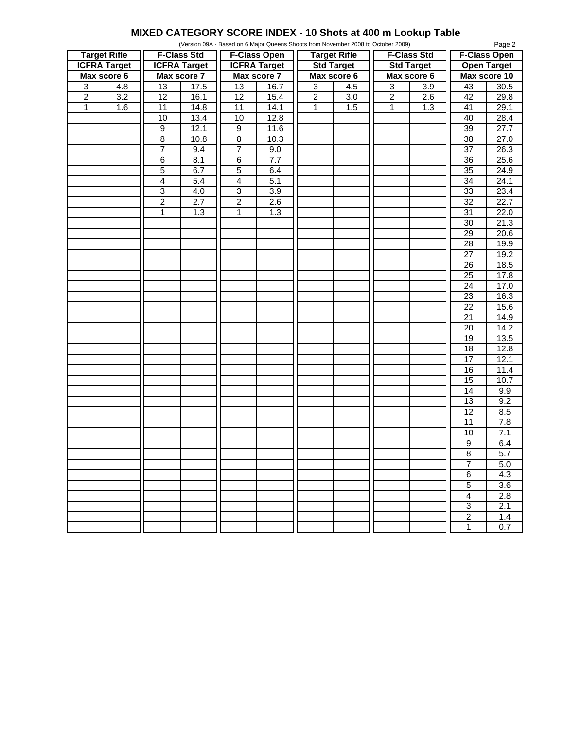# MIXED CATEGORY SCORE INDEX - 10 Shots at 400 m Lookup Table

(Version 09A - Based on 6 Major Queens Shoots from November 2008 to October 2009)

| Target Rifle | | F-Class Std | | F-Class Open | | Target Rifle | | F-Class Std | | F-Class Open | |
|---|---|---|---|---|---|---|---|---|---|---|---|
| ICFRA Target | | ICFRA Target | | ICFRA Target | | Std Target | | Std Target | | Open Target | |
| Max score 6 | | Max score 7 | | Max score 7 | | Max score 6 | | Max score 6 | | Max score 10 | |
| 3 | 4.8 | 13 | 17.5 | 13 | 16.7 | 3 | 4.5 | 3 | 3.9 | 43 | 30.5 |
| 2 | 3.2 | 12 | 16.1 | 12 | 15.4 | 2 | 3.0 | 2 | 2.6 | 42 | 29.8 |
| 1 | 1.6 | 11 | 14.8 | 11 | 14.1 | 1 | 1.5 | 1 | 1.3 | 41 | 29.1 |
| | | 10 | 13.4 | 10 | 12.8 | | | | | 40 | 28.4 |
| | | 9 | 12.1 | 9 | 11.6 | | | | | 39 | 27.7 |
| | | 8 | 10.8 | 8 | 10.3 | | | | | 38 | 27.0 |
| | | 7 | 9.4 | 7 | 9.0 | | | | | 37 | 26.3 |
| | | 6 | 8.1 | 6 | 7.7 | | | | | 36 | 25.6 |
| | | 5 | 6.7 | 5 | 6.4 | | | | | 35 | 24.9 |
| | | 4 | 5.4 | 4 | 5.1 | | | | | 34 | 24.1 |
| | | 3 | 4.0 | 3 | 3.9 | | | | | 33 | 23.4 |
| | | 2 | 2.7 | 2 | 2.6 | | | | | 32 | 22.7 |
| | | 1 | 1.3 | 1 | 1.3 | | | | | 31 | 22.0 |
| | | | | | | | | | | 30 | 21.3 |
| | | | | | | | | | | 29 | 20.6 |
| | | | | | | | | | | 28 | 19.9 |
| | | | | | | | | | | 27 | 19.2 |
| | | | | | | | | | | 26 | 18.5 |
| | | | | | | | | | | 25 | 17.8 |
| | | | | | | | | | | 24 | 17.0 |
| | | | | | | | | | | 23 | 16.3 |
| | | | | | | | | | | 22 | 15.6 |
| | | | | | | | | | | 21 | 14.9 |
| | | | | | | | | | | 20 | 14.2 |
| | | | | | | | | | | 19 | 13.5 |
| | | | | | | | | | | 18 | 12.8 |
| | | | | | | | | | | 17 | 12.1 |
| | | | | | | | | | | 16 | 11.4 |
| | | | | | | | | | | 15 | 10.7 |
| | | | | | | | | | | 14 | 9.9 |
| | | | | | | | | | | 13 | 9.2 |
| | | | | | | | | | | 12 | 8.5 |
| | | | | | | | | | | 11 | 7.8 |
| | | | | | | | | | | 10 | 7.1 |
| | | | | | | | | | | 9 | 6.4 |
| | | | | | | | | | | 8 | 5.7 |
| | | | | | | | | | | 7 | 5.0 |
| | | | | | | | | | | 6 | 4.3 |
| | | | | | | | | | | 5 | 3.6 |
| | | | | | | | | | | 4 | 2.8 |
| | | | | | | | | | | 3 | 2.1 |
| | | | | | | | | | | 2 | 1.4 |
| | | | | | | | | | | 1 | 0.7 |